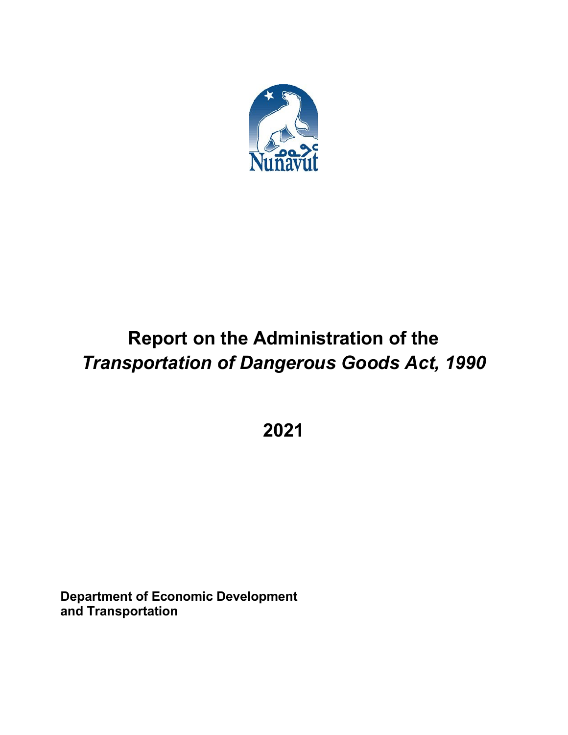# Report on the Administration of the *Transportation of Dangerous Goods Act, 1990*

## 2021

**Department of Economic Development and Transportation**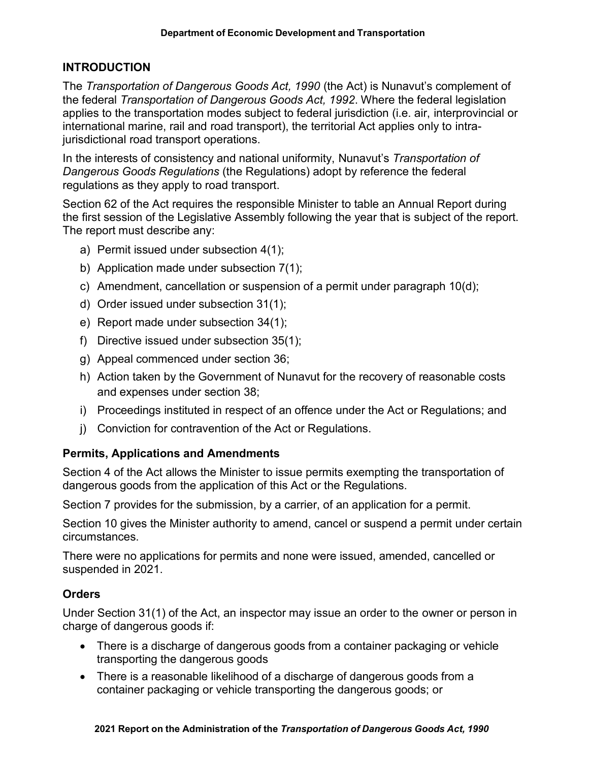## INTRODUCTION

The *Transportation of Dangerous Goods Act, 1990* (the Act) is Nunavut's complement of the federal *Transportation of Dangerous Goods Act, 1992*. Where the federal legislation applies to the transportation modes subject to federal jurisdiction (i.e. air, interprovincial or international marine, rail and road transport), the territorial Act applies only to intra-jurisdictional road transport operations.

In the interests of consistency and national uniformity, Nunavut's *Transportation of Dangerous Goods Regulations* (the Regulations) adopt by reference the federal regulations as they apply to road transport.

Section 62 of the Act requires the responsible Minister to table an Annual Report during the first session of the Legislative Assembly following the year that is subject of the report. The report must describe any:

a) Permit issued under subsection 4(1);
b) Application made under subsection 7(1);
c) Amendment, cancellation or suspension of a permit under paragraph 10(d);
d) Order issued under subsection 31(1);
e) Report made under subsection 34(1);
f) Directive issued under subsection 35(1);
g) Appeal commenced under section 36;
h) Action taken by the Government of Nunavut for the recovery of reasonable costs and expenses under section 38;
i) Proceedings instituted in respect of an offence under the Act or Regulations; and
j) Conviction for contravention of the Act or Regulations.

### Permits, Applications and Amendments

Section 4 of the Act allows the Minister to issue permits exempting the transportation of dangerous goods from the application of this Act or the Regulations.

Section 7 provides for the submission, by a carrier, of an application for a permit.

Section 10 gives the Minister authority to amend, cancel or suspend a permit under certain circumstances.

There were no applications for permits and none were issued, amended, cancelled or suspended in 2021.

### Orders

Under Section 31(1) of the Act, an inspector may issue an order to the owner or person in charge of dangerous goods if:

- There is a discharge of dangerous goods from a container packaging or vehicle transporting the dangerous goods
- There is a reasonable likelihood of a discharge of dangerous goods from a container packaging or vehicle transporting the dangerous goods; or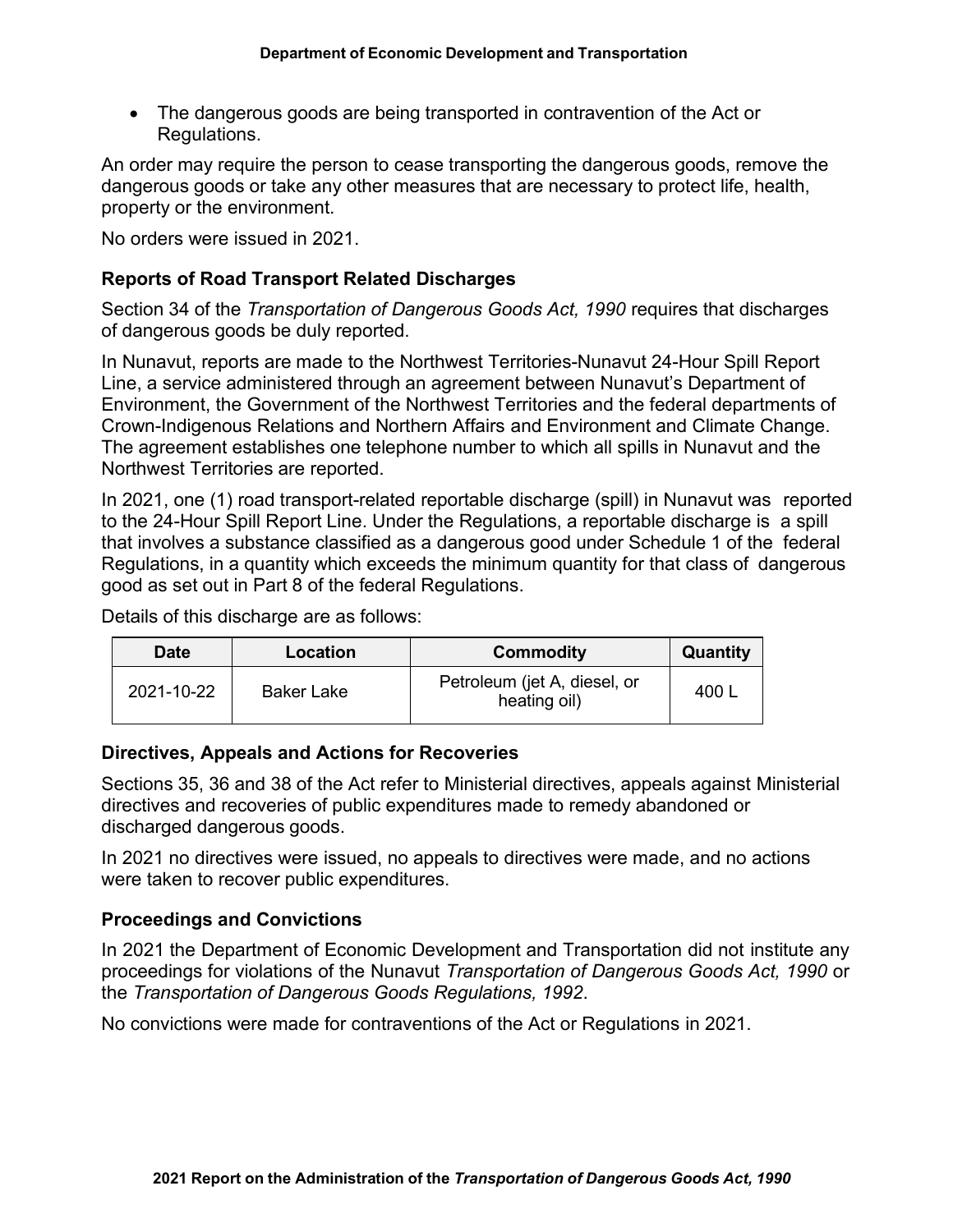- The dangerous goods are being transported in contravention of the Act or Regulations.

An order may require the person to cease transporting the dangerous goods, remove the dangerous goods or take any other measures that are necessary to protect life, health, property or the environment.

No orders were issued in 2021.

### Reports of Road Transport Related Discharges

Section 34 of the *Transportation of Dangerous Goods Act, 1990* requires that discharges of dangerous goods be duly reported.

In Nunavut, reports are made to the Northwest Territories-Nunavut 24-Hour Spill Report Line, a service administered through an agreement between Nunavut's Department of Environment, the Government of the Northwest Territories and the federal departments of Crown-Indigenous Relations and Northern Affairs and Environment and Climate Change. The agreement establishes one telephone number to which all spills in Nunavut and the Northwest Territories are reported.

In 2021, one (1) road transport-related reportable discharge (spill) in Nunavut was reported to the 24-Hour Spill Report Line. Under the Regulations, a reportable discharge is a spill that involves a substance classified as a dangerous good under Schedule 1 of the federal Regulations, in a quantity which exceeds the minimum quantity for that class of dangerous good as set out in Part 8 of the federal Regulations.

Details of this discharge are as follows:

| Date | Location | Commodity | Quantity |
|---|---|---|---|
| 2021-10-22 | Baker Lake | Petroleum (jet A, diesel, or heating oil) | 400 L |

### Directives, Appeals and Actions for Recoveries

Sections 35, 36 and 38 of the Act refer to Ministerial directives, appeals against Ministerial directives and recoveries of public expenditures made to remedy abandoned or discharged dangerous goods.

In 2021 no directives were issued, no appeals to directives were made, and no actions were taken to recover public expenditures.

### Proceedings and Convictions

In 2021 the Department of Economic Development and Transportation did not institute any proceedings for violations of the Nunavut *Transportation of Dangerous Goods Act, 1990* or the *Transportation of Dangerous Goods Regulations, 1992*.

No convictions were made for contraventions of the Act or Regulations in 2021.